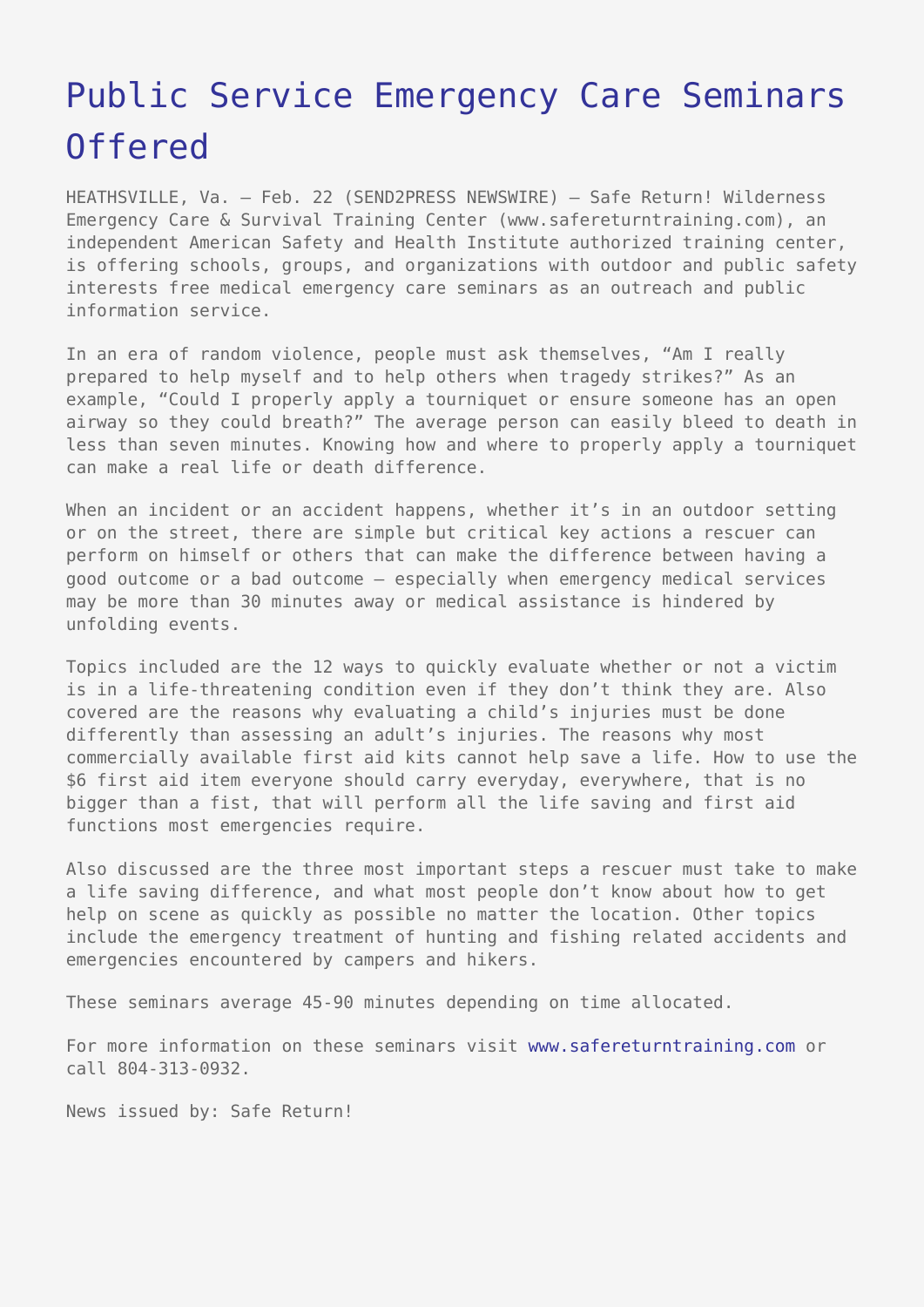# Public Service Emergency Care Seminars Offered

HEATHSVILLE, Va. – Feb. 22 (SEND2PRESS NEWSWIRE) — Safe Return! Wilderness Emergency Care & Survival Training Center (www.safereturntraining.com), an independent American Safety and Health Institute authorized training center, is offering schools, groups, and organizations with outdoor and public safety interests free medical emergency care seminars as an outreach and public information service.

In an era of random violence, people must ask themselves, "Am I really prepared to help myself and to help others when tragedy strikes?" As an example, "Could I properly apply a tourniquet or ensure someone has an open airway so they could breath?" The average person can easily bleed to death in less than seven minutes. Knowing how and where to properly apply a tourniquet can make a real life or death difference.

When an incident or an accident happens, whether it's in an outdoor setting or on the street, there are simple but critical key actions a rescuer can perform on himself or others that can make the difference between having a good outcome or a bad outcome – especially when emergency medical services may be more than 30 minutes away or medical assistance is hindered by unfolding events.

Topics included are the 12 ways to quickly evaluate whether or not a victim is in a life-threatening condition even if they don't think they are. Also covered are the reasons why evaluating a child's injuries must be done differently than assessing an adult's injuries. The reasons why most commercially available first aid kits cannot help save a life. How to use the $6 first aid item everyone should carry everyday, everywhere, that is no bigger than a fist, that will perform all the life saving and first aid functions most emergencies require.

Also discussed are the three most important steps a rescuer must take to make a life saving difference, and what most people don't know about how to get help on scene as quickly as possible no matter the location. Other topics include the emergency treatment of hunting and fishing related accidents and emergencies encountered by campers and hikers.

These seminars average 45-90 minutes depending on time allocated.

For more information on these seminars visit www.safereturntraining.com or call 804-313-0932.

News issued by: Safe Return!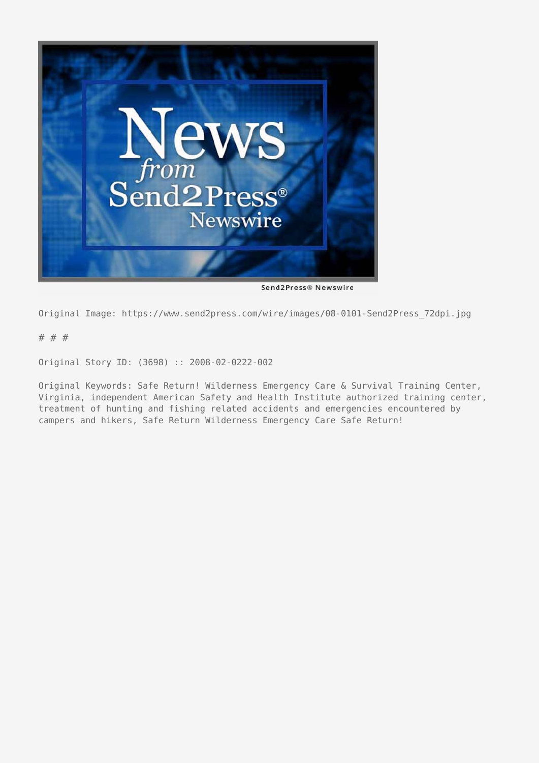Send2Press® Newswire

Original Image: https://www.send2press.com/wire/images/08-0101-Send2Press_72dpi.jpg

# # #

Original Story ID: (3698) :: 2008-02-0222-002

Original Keywords: Safe Return! Wilderness Emergency Care & Survival Training Center, Virginia, independent American Safety and Health Institute authorized training center, treatment of hunting and fishing related accidents and emergencies encountered by campers and hikers, Safe Return Wilderness Emergency Care Safe Return!